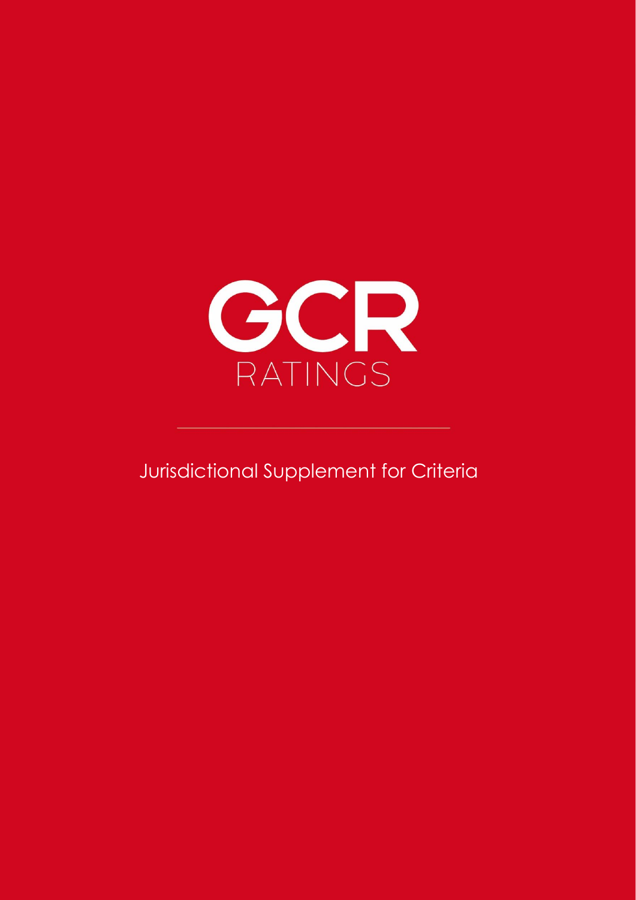GCR

RATINGS

---

Jurisdictional Supplement for Criteria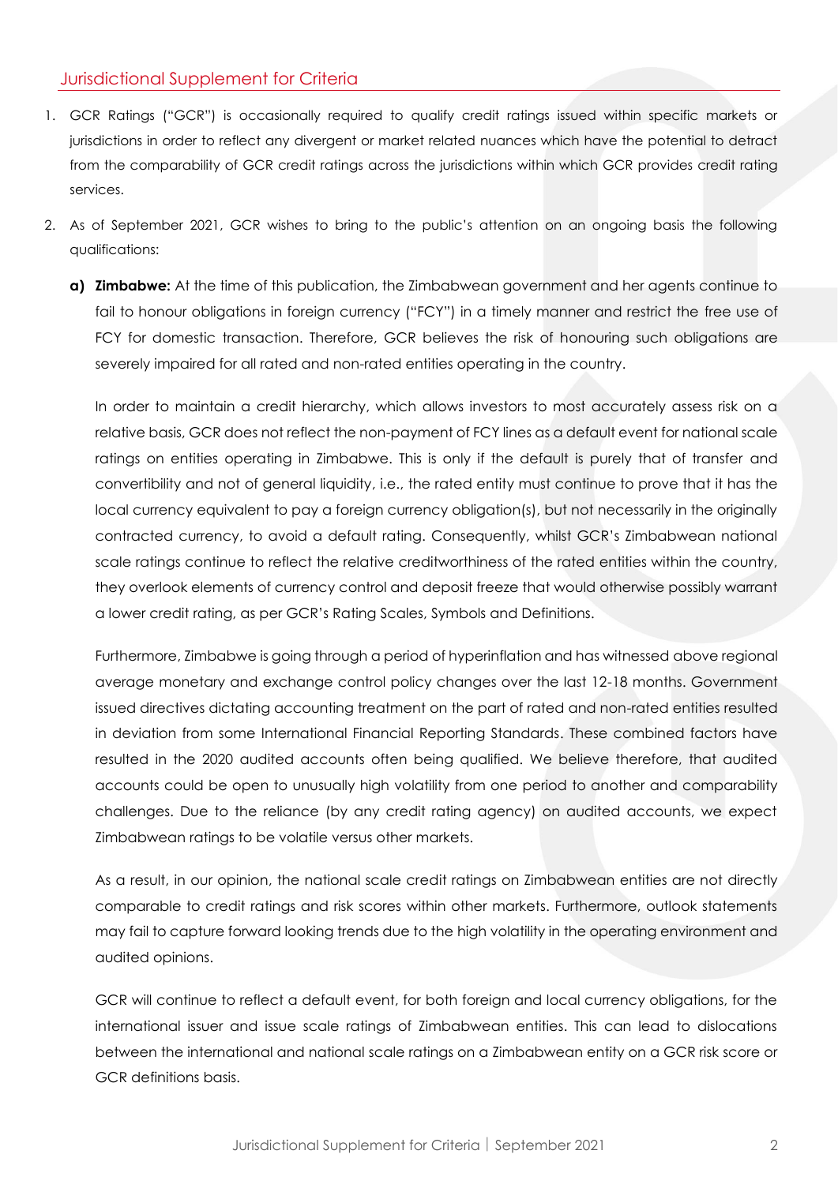## Jurisdictional Supplement for Criteria

1. GCR Ratings ("GCR") is occasionally required to qualify credit ratings issued within specific markets or jurisdictions in order to reflect any divergent or market related nuances which have the potential to detract from the comparability of GCR credit ratings across the jurisdictions within which GCR provides credit rating services.

2. As of September 2021, GCR wishes to bring to the public's attention on an ongoing basis the following qualifications:

   **a) Zimbabwe:** At the time of this publication, the Zimbabwean government and her agents continue to fail to honour obligations in foreign currency ("FCY") in a timely manner and restrict the free use of FCY for domestic transaction. Therefore, GCR believes the risk of honouring such obligations are severely impaired for all rated and non-rated entities operating in the country.

   In order to maintain a credit hierarchy, which allows investors to most accurately assess risk on a relative basis, GCR does not reflect the non-payment of FCY lines as a default event for national scale ratings on entities operating in Zimbabwe. This is only if the default is purely that of transfer and convertibility and not of general liquidity, i.e., the rated entity must continue to prove that it has the local currency equivalent to pay a foreign currency obligation(s), but not necessarily in the originally contracted currency, to avoid a default rating. Consequently, whilst GCR's Zimbabwean national scale ratings continue to reflect the relative creditworthiness of the rated entities within the country, they overlook elements of currency control and deposit freeze that would otherwise possibly warrant a lower credit rating, as per GCR's Rating Scales, Symbols and Definitions.

   Furthermore, Zimbabwe is going through a period of hyperinflation and has witnessed above regional average monetary and exchange control policy changes over the last 12-18 months. Government issued directives dictating accounting treatment on the part of rated and non-rated entities resulted in deviation from some International Financial Reporting Standards. These combined factors have resulted in the 2020 audited accounts often being qualified. We believe therefore, that audited accounts could be open to unusually high volatility from one period to another and comparability challenges. Due to the reliance (by any credit rating agency) on audited accounts, we expect Zimbabwean ratings to be volatile versus other markets.

   As a result, in our opinion, the national scale credit ratings on Zimbabwean entities are not directly comparable to credit ratings and risk scores within other markets. Furthermore, outlook statements may fail to capture forward looking trends due to the high volatility in the operating environment and audited opinions.

   GCR will continue to reflect a default event, for both foreign and local currency obligations, for the international issuer and issue scale ratings of Zimbabwean entities. This can lead to dislocations between the international and national scale ratings on a Zimbabwean entity on a GCR risk score or GCR definitions basis.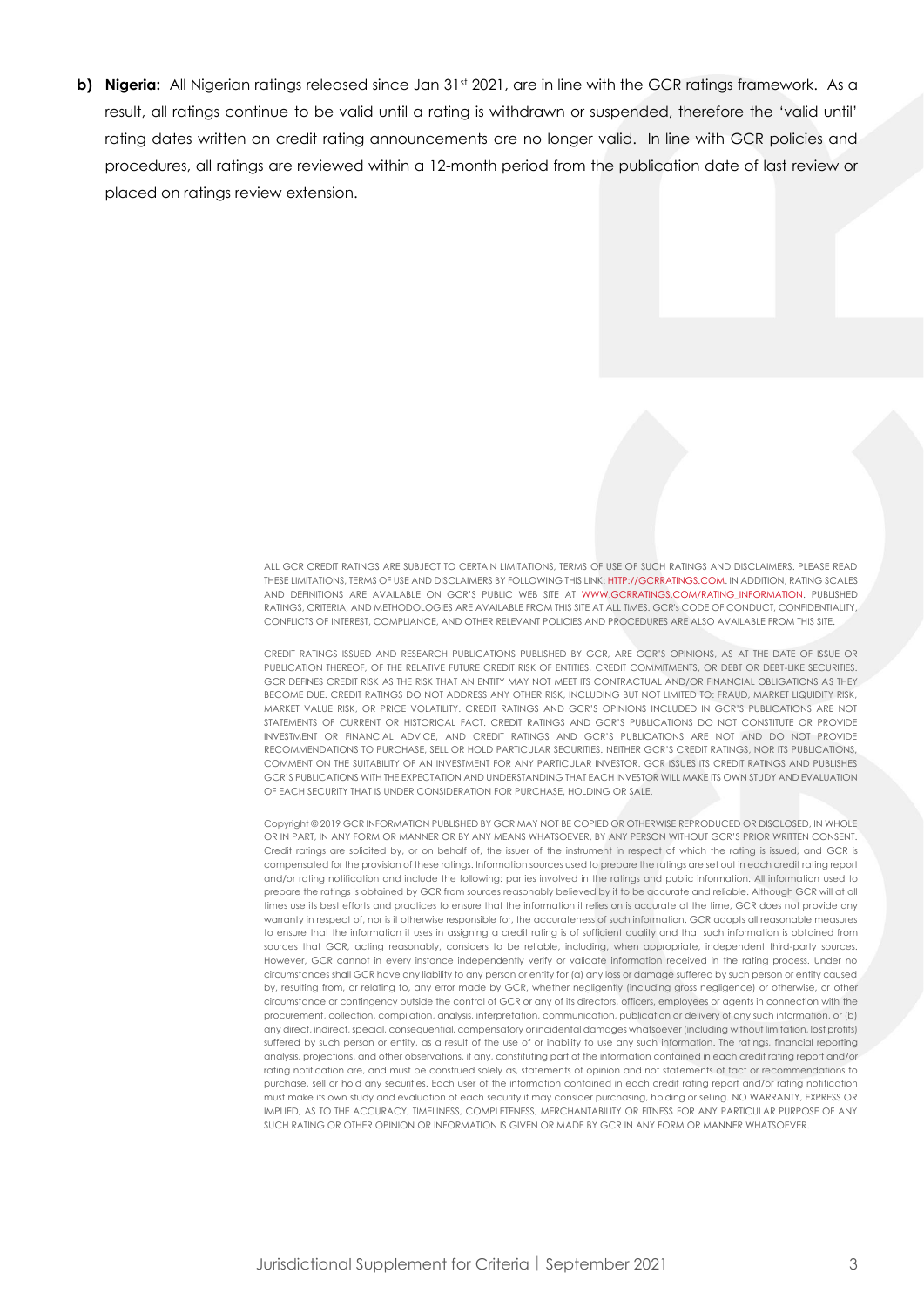**b) Nigeria:** All Nigerian ratings released since Jan 31st 2021, are in line with the GCR ratings framework. As a result, all ratings continue to be valid until a rating is withdrawn or suspended, therefore the 'valid until' rating dates written on credit rating announcements are no longer valid. In line with GCR policies and procedures, all ratings are reviewed within a 12-month period from the publication date of last review or placed on ratings review extension.

ALL GCR CREDIT RATINGS ARE SUBJECT TO CERTAIN LIMITATIONS, TERMS OF USE OF SUCH RATINGS AND DISCLAIMERS. PLEASE READ THESE LIMITATIONS, TERMS OF USE AND DISCLAIMERS BY FOLLOWING THIS LINK: HTTP://GCRRATINGS.COM. IN ADDITION, RATING SCALES AND DEFINITIONS ARE AVAILABLE ON GCR'S PUBLIC WEB SITE AT WWW.GCRRATINGS.COM/RATING_INFORMATION. PUBLISHED RATINGS, CRITERIA, AND METHODOLOGIES ARE AVAILABLE FROM THIS SITE AT ALL TIMES. GCR's CODE OF CONDUCT, CONFIDENTIALITY, CONFLICTS OF INTEREST, COMPLIANCE, AND OTHER RELEVANT POLICIES AND PROCEDURES ARE ALSO AVAILABLE FROM THIS SITE.

CREDIT RATINGS ISSUED AND RESEARCH PUBLICATIONS PUBLISHED BY GCR, ARE GCR'S OPINIONS, AS AT THE DATE OF ISSUE OR PUBLICATION THEREOF, OF THE RELATIVE FUTURE CREDIT RISK OF ENTITIES, CREDIT COMMITMENTS, OR DEBT OR DEBT-LIKE SECURITIES. GCR DEFINES CREDIT RISK AS THE RISK THAT AN ENTITY MAY NOT MEET ITS CONTRACTUAL AND/OR FINANCIAL OBLIGATIONS AS THEY BECOME DUE. CREDIT RATINGS DO NOT ADDRESS ANY OTHER RISK, INCLUDING BUT NOT LIMITED TO: FRAUD, MARKET LIQUIDITY RISK, MARKET VALUE RISK, OR PRICE VOLATILITY. CREDIT RATINGS AND GCR'S OPINIONS INCLUDED IN GCR'S PUBLICATIONS ARE NOT STATEMENTS OF CURRENT OR HISTORICAL FACT. CREDIT RATINGS AND GCR'S PUBLICATIONS DO NOT CONSTITUTE OR PROVIDE INVESTMENT OR FINANCIAL ADVICE, AND CREDIT RATINGS AND GCR'S PUBLICATIONS ARE NOT AND DO NOT PROVIDE RECOMMENDATIONS TO PURCHASE, SELL OR HOLD PARTICULAR SECURITIES. NEITHER GCR'S CREDIT RATINGS, NOR ITS PUBLICATIONS, COMMENT ON THE SUITABILITY OF AN INVESTMENT FOR ANY PARTICULAR INVESTOR. GCR ISSUES ITS CREDIT RATINGS AND PUBLISHES GCR'S PUBLICATIONS WITH THE EXPECTATION AND UNDERSTANDING THAT EACH INVESTOR WILL MAKE ITS OWN STUDY AND EVALUATION OF EACH SECURITY THAT IS UNDER CONSIDERATION FOR PURCHASE, HOLDING OR SALE.

Copyright © 2019 GCR INFORMATION PUBLISHED BY GCR MAY NOT BE COPIED OR OTHERWISE REPRODUCED OR DISCLOSED, IN WHOLE OR IN PART, IN ANY FORM OR MANNER OR BY ANY MEANS WHATSOEVER, BY ANY PERSON WITHOUT GCR'S PRIOR WRITTEN CONSENT. Credit ratings are solicited by, or on behalf of, the issuer of the instrument in respect of which the rating is issued, and GCR is compensated for the provision of these ratings. Information sources used to prepare the ratings are set out in each credit rating report and/or rating notification and include the following: parties involved in the ratings and public information. All information used to prepare the ratings is obtained by GCR from sources reasonably believed by it to be accurate and reliable. Although GCR will at all times use its best efforts and practices to ensure that the information it relies on is accurate at the time, GCR does not provide any warranty in respect of, nor is it otherwise responsible for, the accurateness of such information. GCR adopts all reasonable measures to ensure that the information it uses in assigning a credit rating is of sufficient quality and that such information is obtained from sources that GCR, acting reasonably, considers to be reliable, including, when appropriate, independent third-party sources. However, GCR cannot in every instance independently verify or validate information received in the rating process. Under no circumstances shall GCR have any liability to any person or entity for (a) any loss or damage suffered by such person or entity caused by, resulting from, or relating to, any error made by GCR, whether negligently (including gross negligence) or otherwise, or other circumstance or contingency outside the control of GCR or any of its directors, officers, employees or agents in connection with the procurement, collection, compilation, analysis, interpretation, communication, publication or delivery of any such information, or (b) any direct, indirect, special, consequential, compensatory or incidental damages whatsoever (including without limitation, lost profits) suffered by such person or entity, as a result of the use of or inability to use any such information. The ratings, financial reporting analysis, projections, and other observations, if any, constituting part of the information contained in each credit rating report and/or rating notification are, and must be construed solely as, statements of opinion and not statements of fact or recommendations to purchase, sell or hold any securities. Each user of the information contained in each credit rating report and/or rating notification must make its own study and evaluation of each security it may consider purchasing, holding or selling. NO WARRANTY, EXPRESS OR IMPLIED, AS TO THE ACCURACY, TIMELINESS, COMPLETENESS, MERCHANTABILITY OR FITNESS FOR ANY PARTICULAR PURPOSE OF ANY SUCH RATING OR OTHER OPINION OR INFORMATION IS GIVEN OR MADE BY GCR IN ANY FORM OR MANNER WHATSOEVER.